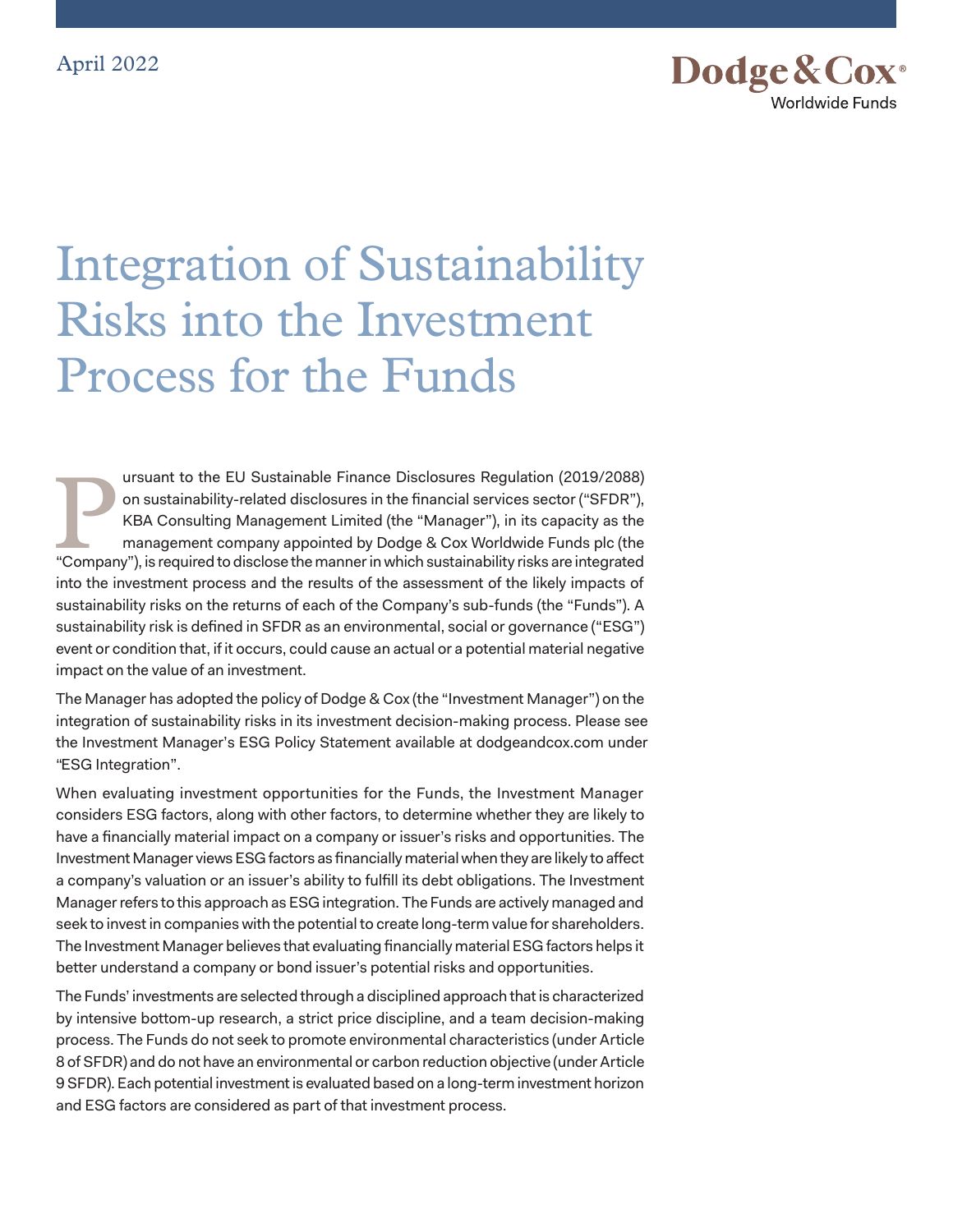April 2022

Dodge & Cox®
Worldwide Funds

# Integration of Sustainability Risks into the Investment Process for the Funds

Pursuant to the EU Sustainable Finance Disclosures Regulation (2019/2088) on sustainability-related disclosures in the financial services sector ("SFDR"), KBA Consulting Management Limited (the "Manager"), in its capacity as the management company appointed by Dodge & Cox Worldwide Funds plc (the "Company"), is required to disclose the manner in which sustainability risks are integrated into the investment process and the results of the assessment of the likely impacts of sustainability risks on the returns of each of the Company's sub-funds (the "Funds"). A sustainability risk is defined in SFDR as an environmental, social or governance ("ESG") event or condition that, if it occurs, could cause an actual or a potential material negative impact on the value of an investment.

The Manager has adopted the policy of Dodge & Cox (the "Investment Manager") on the integration of sustainability risks in its investment decision-making process. Please see the Investment Manager's ESG Policy Statement available at dodgeandcox.com under "ESG Integration".

When evaluating investment opportunities for the Funds, the Investment Manager considers ESG factors, along with other factors, to determine whether they are likely to have a financially material impact on a company or issuer's risks and opportunities. The Investment Manager views ESG factors as financially material when they are likely to affect a company's valuation or an issuer's ability to fulfill its debt obligations. The Investment Manager refers to this approach as ESG integration. The Funds are actively managed and seek to invest in companies with the potential to create long-term value for shareholders. The Investment Manager believes that evaluating financially material ESG factors helps it better understand a company or bond issuer's potential risks and opportunities.

The Funds' investments are selected through a disciplined approach that is characterized by intensive bottom-up research, a strict price discipline, and a team decision-making process. The Funds do not seek to promote environmental characteristics (under Article 8 of SFDR) and do not have an environmental or carbon reduction objective (under Article 9 SFDR). Each potential investment is evaluated based on a long-term investment horizon and ESG factors are considered as part of that investment process.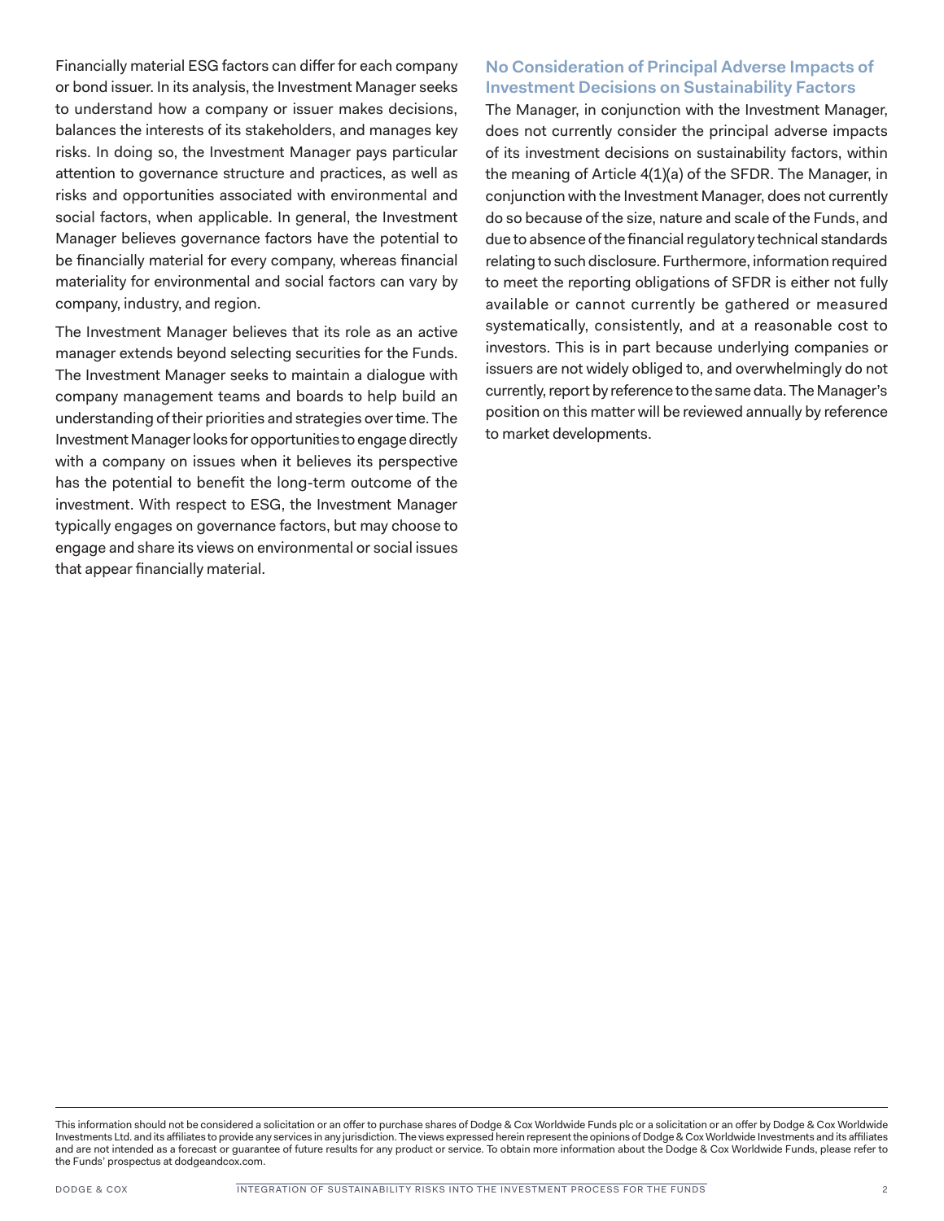Financially material ESG factors can differ for each company or bond issuer. In its analysis, the Investment Manager seeks to understand how a company or issuer makes decisions, balances the interests of its stakeholders, and manages key risks. In doing so, the Investment Manager pays particular attention to governance structure and practices, as well as risks and opportunities associated with environmental and social factors, when applicable. In general, the Investment Manager believes governance factors have the potential to be financially material for every company, whereas financial materiality for environmental and social factors can vary by company, industry, and region.

The Investment Manager believes that its role as an active manager extends beyond selecting securities for the Funds. The Investment Manager seeks to maintain a dialogue with company management teams and boards to help build an understanding of their priorities and strategies over time. The Investment Manager looks for opportunities to engage directly with a company on issues when it believes its perspective has the potential to benefit the long-term outcome of the investment. With respect to ESG, the Investment Manager typically engages on governance factors, but may choose to engage and share its views on environmental or social issues that appear financially material.

## No Consideration of Principal Adverse Impacts of Investment Decisions on Sustainability Factors

The Manager, in conjunction with the Investment Manager, does not currently consider the principal adverse impacts of its investment decisions on sustainability factors, within the meaning of Article 4(1)(a) of the SFDR. The Manager, in conjunction with the Investment Manager, does not currently do so because of the size, nature and scale of the Funds, and due to absence of the financial regulatory technical standards relating to such disclosure. Furthermore, information required to meet the reporting obligations of SFDR is either not fully available or cannot currently be gathered or measured systematically, consistently, and at a reasonable cost to investors. This is in part because underlying companies or issuers are not widely obliged to, and overwhelmingly do not currently, report by reference to the same data. The Manager's position on this matter will be reviewed annually by reference to market developments.

This information should not be considered a solicitation or an offer to purchase shares of Dodge & Cox Worldwide Funds plc or a solicitation or an offer by Dodge & Cox Worldwide Investments Ltd. and its affiliates to provide any services in any jurisdiction. The views expressed herein represent the opinions of Dodge & Cox Worldwide Investments and its affiliates and are not intended as a forecast or guarantee of future results for any product or service. To obtain more information about the Dodge & Cox Worldwide Funds, please refer to the Funds' prospectus at dodgeandcox.com.